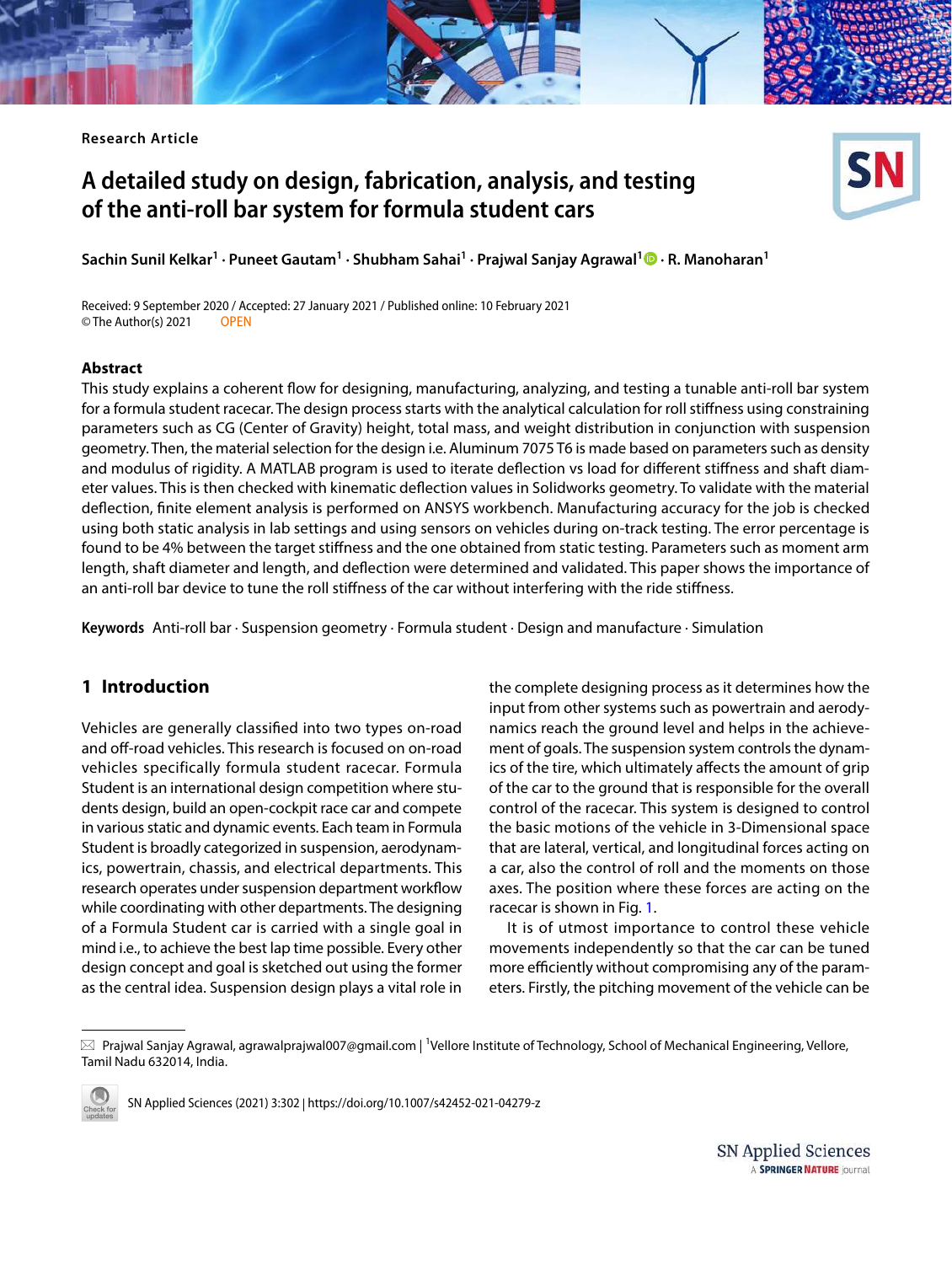Research Article

# A detailed study on design, fabrication, analysis, and testing of the anti-roll bar system for formula student cars

**Sachin Sunil Kelkar[1] · Puneet Gautam[1] · Shubham Sahai[1] · Prajwal Sanjay Agrawal[1] · R. Manoharan[1]**

Received: 9 September 2020 / Accepted: 27 January 2021 / Published online: 10 February 2021
© The Author(s) 2021 OPEN

## Abstract

This study explains a coherent flow for designing, manufacturing, analyzing, and testing a tunable anti-roll bar system for a formula student racecar. The design process starts with the analytical calculation for roll stiffness using constraining parameters such as CG (Center of Gravity) height, total mass, and weight distribution in conjunction with suspension geometry. Then, the material selection for the design i.e. Aluminum 7075 T6 is made based on parameters such as density and modulus of rigidity. A MATLAB program is used to iterate deflection vs load for different stiffness and shaft diameter values. This is then checked with kinematic deflection values in Solidworks geometry. To validate with the material deflection, finite element analysis is performed on ANSYS workbench. Manufacturing accuracy for the job is checked using both static analysis in lab settings and using sensors on vehicles during on-track testing. The error percentage is found to be 4% between the target stiffness and the one obtained from static testing. Parameters such as moment arm length, shaft diameter and length, and deflection were determined and validated. This paper shows the importance of an anti-roll bar device to tune the roll stiffness of the car without interfering with the ride stiffness.

**Keywords** Anti-roll bar · Suspension geometry · Formula student · Design and manufacture · Simulation

## 1 Introduction

Vehicles are generally classified into two types on-road and off-road vehicles. This research is focused on on-road vehicles specifically formula student racecar. Formula Student is an international design competition where students design, build an open-cockpit race car and compete in various static and dynamic events. Each team in Formula Student is broadly categorized in suspension, aerodynamics, powertrain, chassis, and electrical departments. This research operates under suspension department workflow while coordinating with other departments. The designing of a Formula Student car is carried with a single goal in mind i.e., to achieve the best lap time possible. Every other design concept and goal is sketched out using the former as the central idea. Suspension design plays a vital role in the complete designing process as it determines how the input from other systems such as powertrain and aerodynamics reach the ground level and helps in the achievement of goals. The suspension system controls the dynamics of the tire, which ultimately affects the amount of grip of the car to the ground that is responsible for the overall control of the racecar. This system is designed to control the basic motions of the vehicle in 3-Dimensional space that are lateral, vertical, and longitudinal forces acting on a car, also the control of roll and the moments on those axes. The position where these forces are acting on the racecar is shown in Fig. 1.

It is of utmost importance to control these vehicle movements independently so that the car can be tuned more efficiently without compromising any of the parameters. Firstly, the pitching movement of the vehicle can be

---

✉ Prajwal Sanjay Agrawal, agrawalprajwal007@gmail.com | [1]Vellore Institute of Technology, School of Mechanical Engineering, Vellore, Tamil Nadu 632014, India.

SN Applied Sciences (2021) 3:302 | https://doi.org/10.1007/s42452-021-04279-z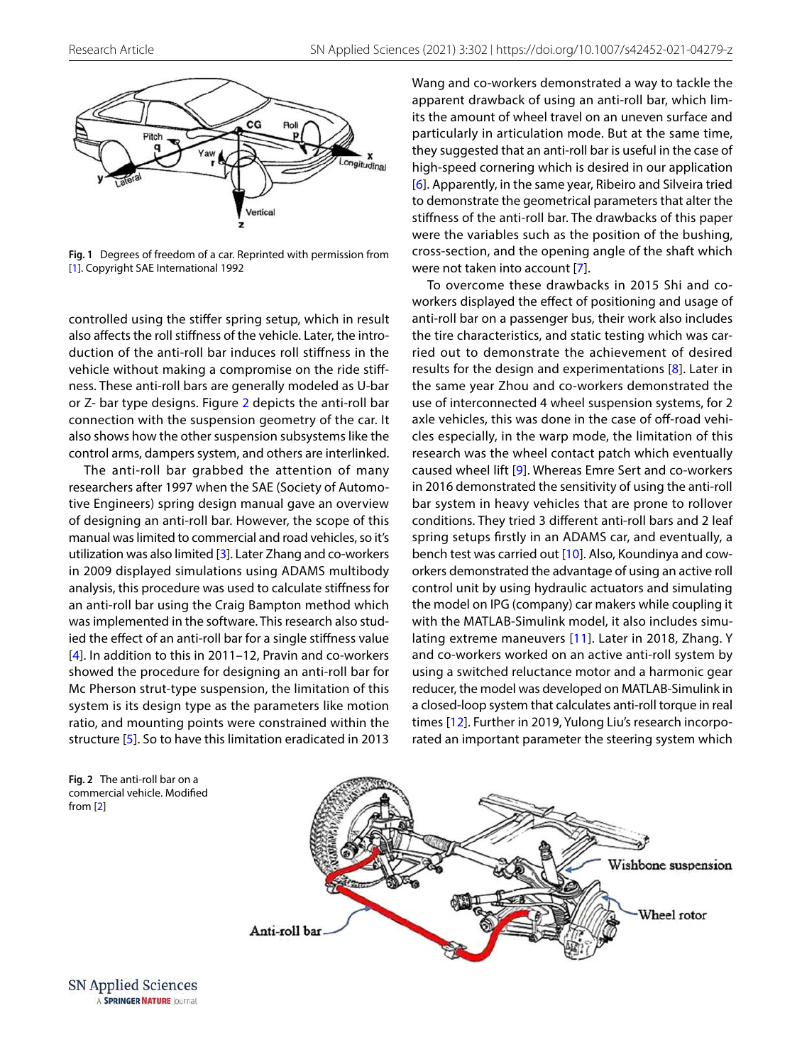Fig. 1 Degrees of freedom of a car. Reprinted with permission from [1]. Copyright SAE International 1992

controlled using the stiffer spring setup, which in result also affects the roll stiffness of the vehicle. Later, the introduction of the anti-roll bar induces roll stiffness in the vehicle without making a compromise on the ride stiffness. These anti-roll bars are generally modeled as U-bar or Z- bar type designs. Figure 2 depicts the anti-roll bar connection with the suspension geometry of the car. It also shows how the other suspension subsystems like the control arms, dampers system, and others are interlinked.

The anti-roll bar grabbed the attention of many researchers after 1997 when the SAE (Society of Automotive Engineers) spring design manual gave an overview of designing an anti-roll bar. However, the scope of this manual was limited to commercial and road vehicles, so it's utilization was also limited [3]. Later Zhang and co-workers in 2009 displayed simulations using ADAMS multibody analysis, this procedure was used to calculate stiffness for an anti-roll bar using the Craig Bampton method which was implemented in the software. This research also studied the effect of an anti-roll bar for a single stiffness value [4]. In addition to this in 2011–12, Pravin and co-workers showed the procedure for designing an anti-roll bar for Mc Pherson strut-type suspension, the limitation of this system is its design type as the parameters like motion ratio, and mounting points were constrained within the structure [5]. So to have this limitation eradicated in 2013 Wang and co-workers demonstrated a way to tackle the apparent drawback of using an anti-roll bar, which limits the amount of wheel travel on an uneven surface and particularly in articulation mode. But at the same time, they suggested that an anti-roll bar is useful in the case of high-speed cornering which is desired in our application [6]. Apparently, in the same year, Ribeiro and Silveira tried to demonstrate the geometrical parameters that alter the stiffness of the anti-roll bar. The drawbacks of this paper were the variables such as the position of the bushing, cross-section, and the opening angle of the shaft which were not taken into account [7].

To overcome these drawbacks in 2015 Shi and co-workers displayed the effect of positioning and usage of anti-roll bar on a passenger bus, their work also includes the tire characteristics, and static testing which was carried out to demonstrate the achievement of desired results for the design and experimentations [8]. Later in the same year Zhou and co-workers demonstrated the use of interconnected 4 wheel suspension systems, for 2 axle vehicles, this was done in the case of off-road vehicles especially, in the warp mode, the limitation of this research was the wheel contact patch which eventually caused wheel lift [9]. Whereas Emre Sert and co-workers in 2016 demonstrated the sensitivity of using the anti-roll bar system in heavy vehicles that are prone to rollover conditions. They tried 3 different anti-roll bars and 2 leaf spring setups firstly in an ADAMS car, and eventually, a bench test was carried out [10]. Also, Koundinya and cowworkers demonstrated the advantage of using an active roll control unit by using hydraulic actuators and simulating the model on IPG (company) car makers while coupling it with the MATLAB-Simulink model, it also includes simulating extreme maneuvers [11]. Later in 2018, Zhang. Y and co-workers worked on an active anti-roll system by using a switched reluctance motor and a harmonic gear reducer, the model was developed on MATLAB-Simulink in a closed-loop system that calculates anti-roll torque in real times [12]. Further in 2019, Yulong Liu's research incorporated an important parameter the steering system which

Fig. 2 The anti-roll bar on a commercial vehicle. Modified from [2]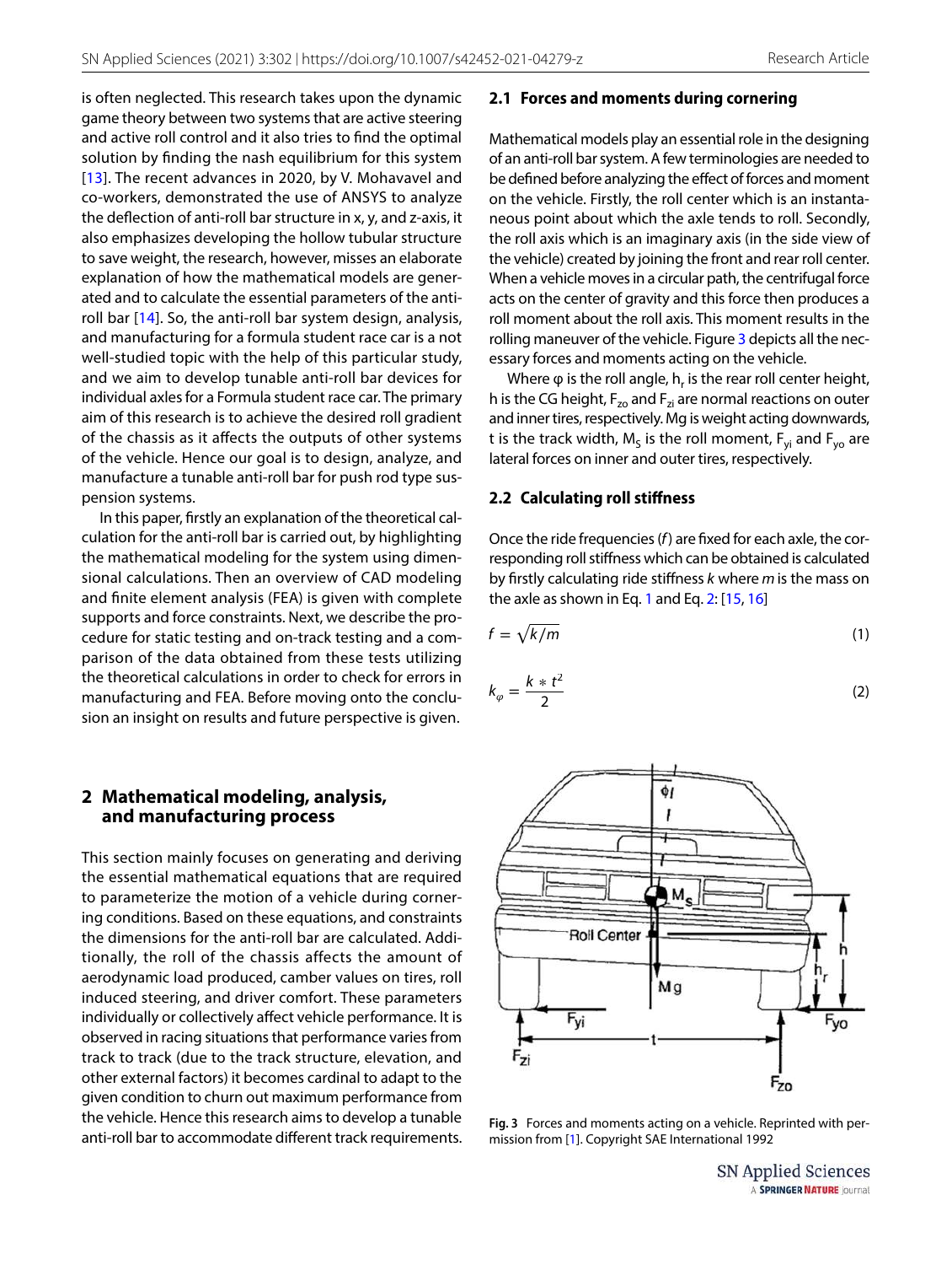is often neglected. This research takes upon the dynamic game theory between two systems that are active steering and active roll control and it also tries to find the optimal solution by finding the nash equilibrium for this system [13]. The recent advances in 2020, by V. Mohavavel and co-workers, demonstrated the use of ANSYS to analyze the deflection of anti-roll bar structure in x, y, and z-axis, it also emphasizes developing the hollow tubular structure to save weight, the research, however, misses an elaborate explanation of how the mathematical models are generated and to calculate the essential parameters of the anti-roll bar [14]. So, the anti-roll bar system design, analysis, and manufacturing for a formula student race car is a not well-studied topic with the help of this particular study, and we aim to develop tunable anti-roll bar devices for individual axles for a Formula student race car. The primary aim of this research is to achieve the desired roll gradient of the chassis as it affects the outputs of other systems of the vehicle. Hence our goal is to design, analyze, and manufacture a tunable anti-roll bar for push rod type suspension systems.

In this paper, firstly an explanation of the theoretical calculation for the anti-roll bar is carried out, by highlighting the mathematical modeling for the system using dimensional calculations. Then an overview of CAD modeling and finite element analysis (FEA) is given with complete supports and force constraints. Next, we describe the procedure for static testing and on-track testing and a comparison of the data obtained from these tests utilizing the theoretical calculations in order to check for errors in manufacturing and FEA. Before moving onto the conclusion an insight on results and future perspective is given.

## 2 Mathematical modeling, analysis, and manufacturing process

This section mainly focuses on generating and deriving the essential mathematical equations that are required to parameterize the motion of a vehicle during cornering conditions. Based on these equations, and constraints the dimensions for the anti-roll bar are calculated. Additionally, the roll of the chassis affects the amount of aerodynamic load produced, camber values on tires, roll induced steering, and driver comfort. These parameters individually or collectively affect vehicle performance. It is observed in racing situations that performance varies from track to track (due to the track structure, elevation, and other external factors) it becomes cardinal to adapt to the given condition to churn out maximum performance from the vehicle. Hence this research aims to develop a tunable anti-roll bar to accommodate different track requirements.

### 2.1 Forces and moments during cornering

Mathematical models play an essential role in the designing of an anti-roll bar system. A few terminologies are needed to be defined before analyzing the effect of forces and moment on the vehicle. Firstly, the roll center which is an instantaneous point about which the axle tends to roll. Secondly, the roll axis which is an imaginary axis (in the side view of the vehicle) created by joining the front and rear roll center. When a vehicle moves in a circular path, the centrifugal force acts on the center of gravity and this force then produces a roll moment about the roll axis. This moment results in the rolling maneuver of the vehicle. Figure 3 depicts all the necessary forces and moments acting on the vehicle.

Where φ is the roll angle, $h_r$ is the rear roll center height, h is the CG height, $F_{zo}$ and $F_{zi}$ are normal reactions on outer and inner tires, respectively. Mg is weight acting downwards, t is the track width, $M_S$ is the roll moment, $F_{yi}$ and $F_{yo}$ are lateral forces on inner and outer tires, respectively.

### 2.2 Calculating roll stiffness

Once the ride frequencies ($f$) are fixed for each axle, the corresponding roll stiffness which can be obtained is calculated by firstly calculating ride stiffness $k$ where $m$ is the mass on the axle as shown in Eq. 1 and Eq. 2: [15, 16]

$$f = \sqrt{k/m} \tag{1}$$

$$k_\varphi = \frac{k * t^2}{2} \tag{2}$$

Fig. 3 Forces and moments acting on a vehicle. Reprinted with permission from [1]. Copyright SAE International 1992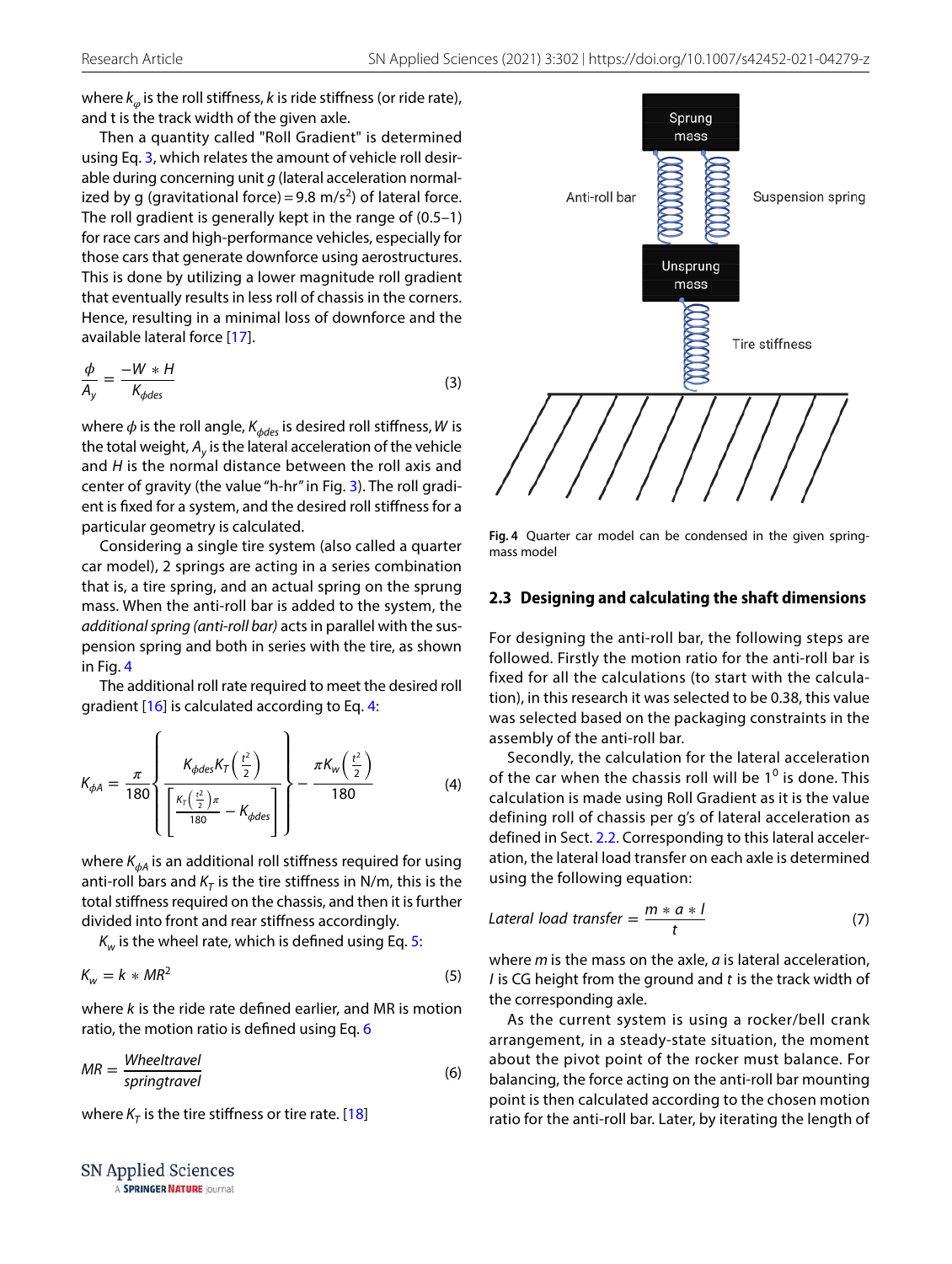where $k_{\varphi}$ is the roll stiffness, $k$ is ride stiffness (or ride rate), and t is the track width of the given axle.

Then a quantity called "Roll Gradient" is determined using Eq. 3, which relates the amount of vehicle roll desirable during concerning unit $g$ (lateral acceleration normalized by g (gravitational force) = 9.8 m/s$^2$) of lateral force. The roll gradient is generally kept in the range of (0.5–1) for race cars and high-performance vehicles, especially for those cars that generate downforce using aerostructures. This is done by utilizing a lower magnitude roll gradient that eventually results in less roll of chassis in the corners. Hence, resulting in a minimal loss of downforce and the available lateral force [17].

$$\frac{\phi}{A_y} = \frac{-W * H}{K_{\phi des}} \tag{3}$$

where $\phi$ is the roll angle, $K_{\phi des}$ is desired roll stiffness, $W$ is the total weight, $A_y$ is the lateral acceleration of the vehicle and $H$ is the normal distance between the roll axis and center of gravity (the value "h-hr" in Fig. 3). The roll gradient is fixed for a system, and the desired roll stiffness for a particular geometry is calculated.

Considering a single tire system (also called a quarter car model), 2 springs are acting in a series combination that is, a tire spring, and an actual spring on the sprung mass. When the anti-roll bar is added to the system, the *additional spring (anti-roll bar)* acts in parallel with the suspension spring and both in series with the tire, as shown in Fig. 4

The additional roll rate required to meet the desired roll gradient [16] is calculated according to Eq. 4:

$$K_{\phi A} = \frac{\pi}{180}\left\{\frac{K_{\phi des}K_T\left(\frac{t^2}{2}\right)}{\left[\frac{K_T\left(\frac{t^2}{2}\right)\pi}{180} - K_{\phi des}\right]}\right\} - \frac{\pi K_w\left(\frac{t^2}{2}\right)}{180} \tag{4}$$

where $K_{\phi A}$ is an additional roll stiffness required for using anti-roll bars and $K_T$ is the tire stiffness in N/m, this is the total stiffness required on the chassis, and then it is further divided into front and rear stiffness accordingly.

$K_w$ is the wheel rate, which is defined using Eq. 5:

$$K_w = k * MR^2 \tag{5}$$

where $k$ is the ride rate defined earlier, and MR is motion ratio, the motion ratio is defined using Eq. 6

$$MR = \frac{Wheeltravel}{springtravel} \tag{6}$$

where $K_T$ is the tire stiffness or tire rate. [18]

Fig. 4 Quarter car model can be condensed in the given spring-mass model

### 2.3 Designing and calculating the shaft dimensions

For designing the anti-roll bar, the following steps are followed. Firstly the motion ratio for the anti-roll bar is fixed for all the calculations (to start with the calculation), in this research it was selected to be 0.38, this value was selected based on the packaging constraints in the assembly of the anti-roll bar.

Secondly, the calculation for the lateral acceleration of the car when the chassis roll will be $1^0$ is done. This calculation is made using Roll Gradient as it is the value defining roll of chassis per g's of lateral acceleration as defined in Sect. 2.2. Corresponding to this lateral acceleration, the lateral load transfer on each axle is determined using the following equation:

$$Lateral\ load\ transfer = \frac{m * a * l}{t} \tag{7}$$

where $m$ is the mass on the axle, $a$ is lateral acceleration, $l$ is CG height from the ground and $t$ is the track width of the corresponding axle.

As the current system is using a rocker/bell crank arrangement, in a steady-state situation, the moment about the pivot point of the rocker must balance. For balancing, the force acting on the anti-roll bar mounting point is then calculated according to the chosen motion ratio for the anti-roll bar. Later, by iterating the length of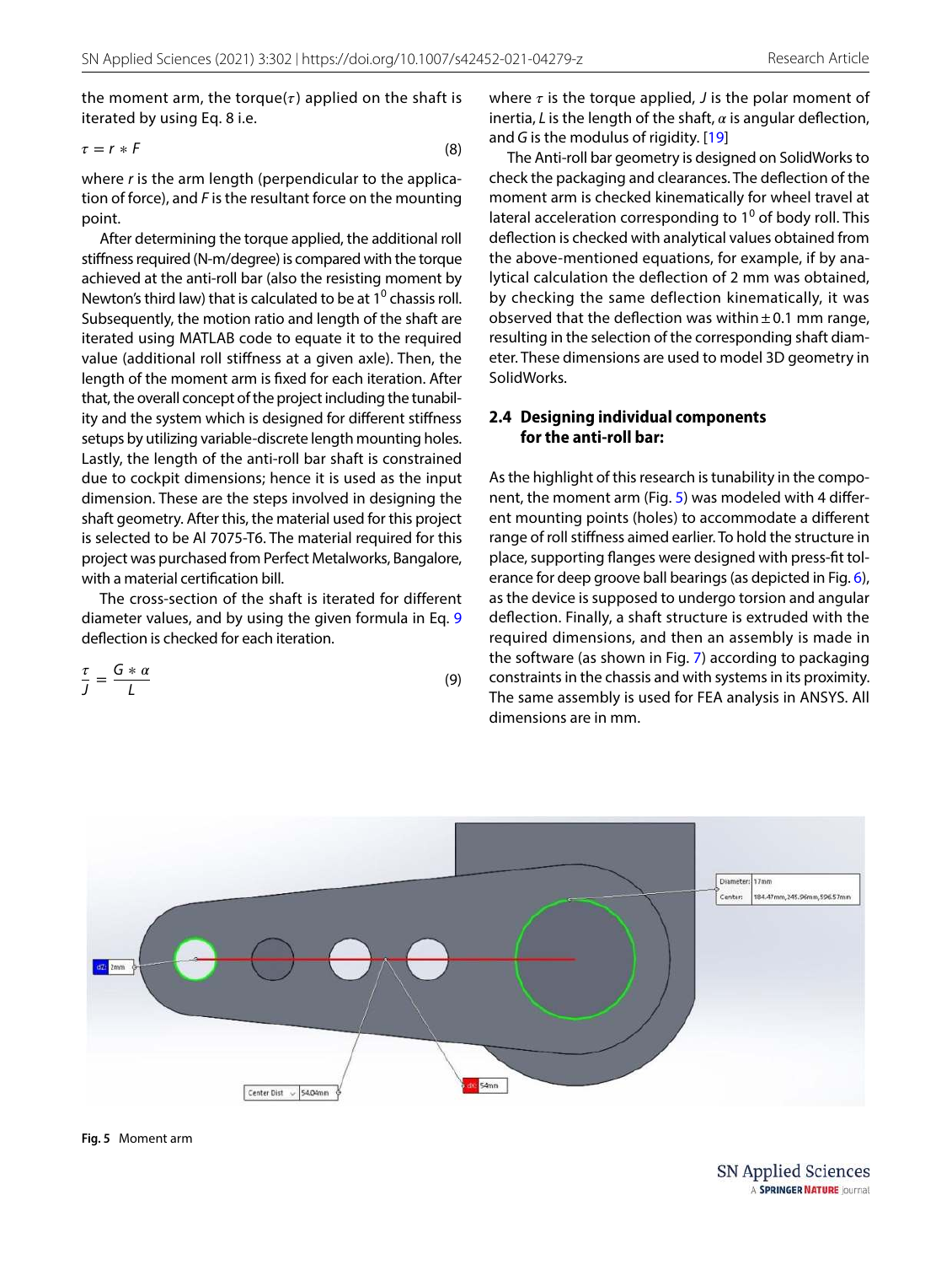the moment arm, the torque($\tau$) applied on the shaft is iterated by using Eq. 8 i.e.

$$\tau = r * F \tag{8}$$

where $r$ is the arm length (perpendicular to the application of force), and $F$ is the resultant force on the mounting point.

After determining the torque applied, the additional roll stiffness required (N-m/degree) is compared with the torque achieved at the anti-roll bar (also the resisting moment by Newton's third law) that is calculated to be at $1^0$ chassis roll. Subsequently, the motion ratio and length of the shaft are iterated using MATLAB code to equate it to the required value (additional roll stiffness at a given axle). Then, the length of the moment arm is fixed for each iteration. After that, the overall concept of the project including the tunability and the system which is designed for different stiffness setups by utilizing variable-discrete length mounting holes. Lastly, the length of the anti-roll bar shaft is constrained due to cockpit dimensions; hence it is used as the input dimension. These are the steps involved in designing the shaft geometry. After this, the material used for this project is selected to be Al 7075-T6. The material required for this project was purchased from Perfect Metalworks, Bangalore, with a material certification bill.

The cross-section of the shaft is iterated for different diameter values, and by using the given formula in Eq. 9 deflection is checked for each iteration.

$$\frac{\tau}{J} = \frac{G * \alpha}{L} \tag{9}$$

where $\tau$ is the torque applied, $J$ is the polar moment of inertia, $L$ is the length of the shaft, $\alpha$ is angular deflection, and $G$ is the modulus of rigidity. [19]

The Anti-roll bar geometry is designed on SolidWorks to check the packaging and clearances. The deflection of the moment arm is checked kinematically for wheel travel at lateral acceleration corresponding to $1^0$ of body roll. This deflection is checked with analytical values obtained from the above-mentioned equations, for example, if by analytical calculation the deflection of 2 mm was obtained, by checking the same deflection kinematically, it was observed that the deflection was within $\pm$ 0.1 mm range, resulting in the selection of the corresponding shaft diameter. These dimensions are used to model 3D geometry in SolidWorks.

### 2.4 Designing individual components for the anti-roll bar:

As the highlight of this research is tunability in the component, the moment arm (Fig. 5) was modeled with 4 different mounting points (holes) to accommodate a different range of roll stiffness aimed earlier. To hold the structure in place, supporting flanges were designed with press-fit tolerance for deep groove ball bearings (as depicted in Fig. 6), as the device is supposed to undergo torsion and angular deflection. Finally, a shaft structure is extruded with the required dimensions, and then an assembly is made in the software (as shown in Fig. 7) according to packaging constraints in the chassis and with systems in its proximity. The same assembly is used for FEA analysis in ANSYS. All dimensions are in mm.

**Fig. 5** Moment arm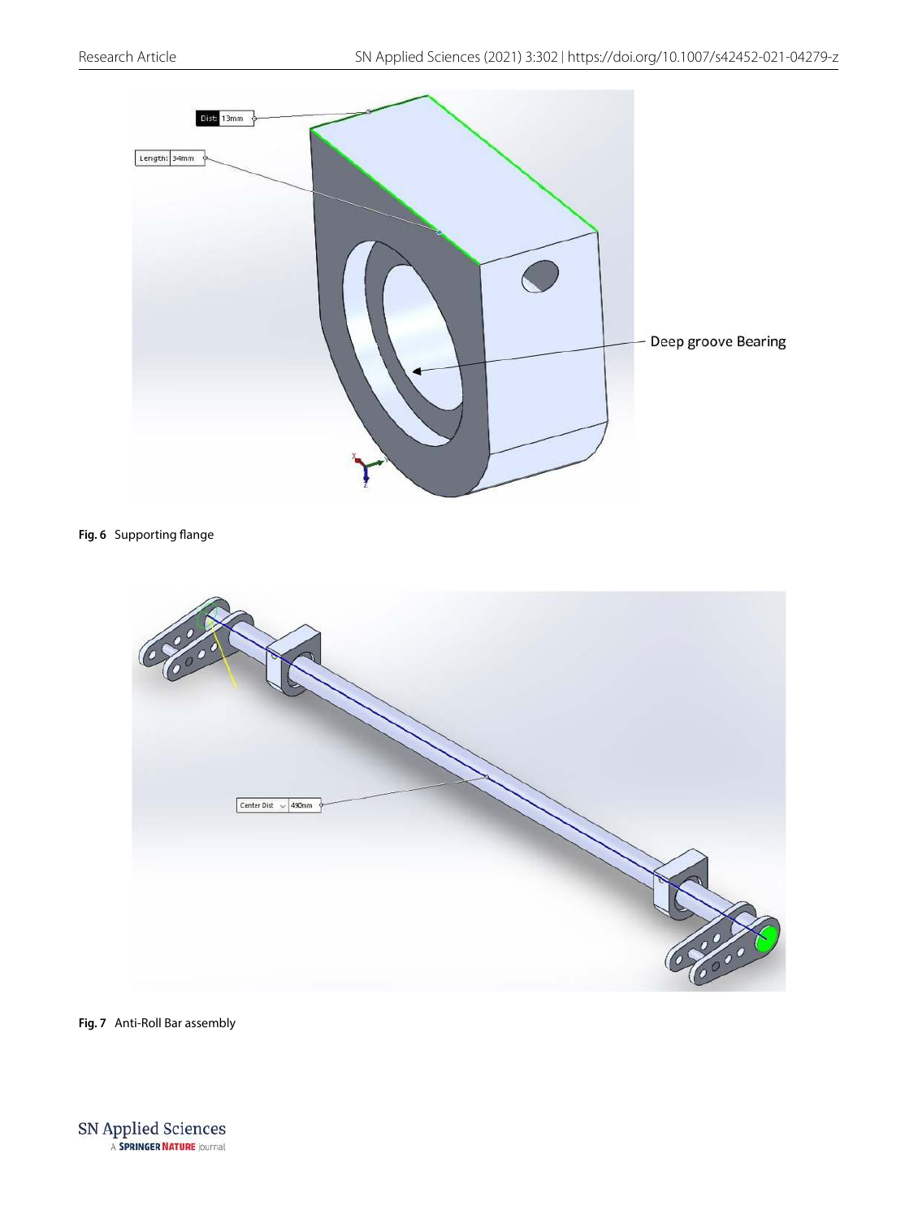**Fig. 6** Supporting flange

**Fig. 7** Anti-Roll Bar assembly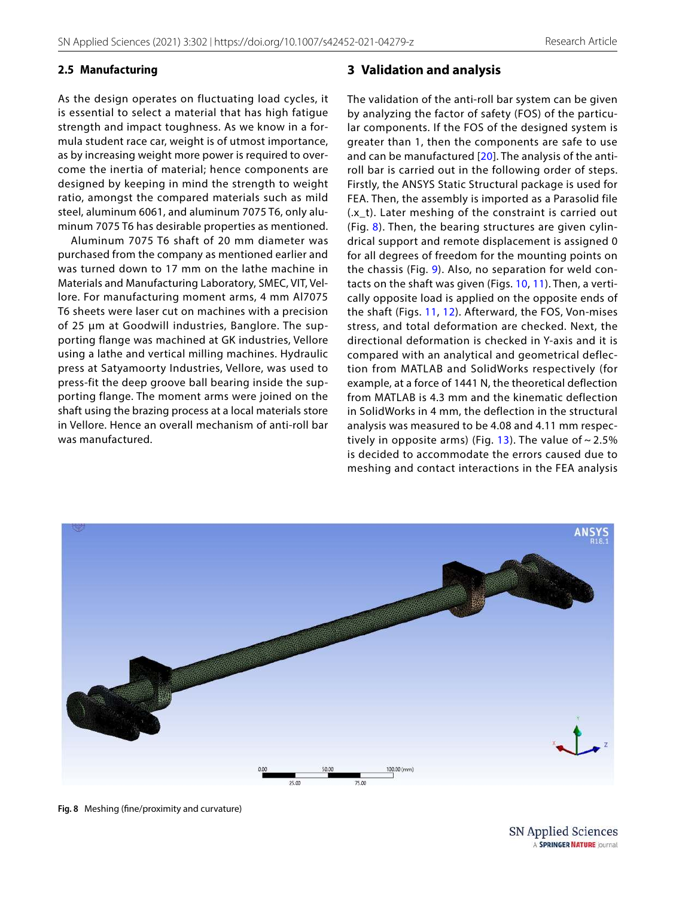### 2.5 Manufacturing

As the design operates on fluctuating load cycles, it is essential to select a material that has high fatigue strength and impact toughness. As we know in a formula student race car, weight is of utmost importance, as by increasing weight more power is required to overcome the inertia of material; hence components are designed by keeping in mind the strength to weight ratio, amongst the compared materials such as mild steel, aluminum 6061, and aluminum 7075 T6, only aluminum 7075 T6 has desirable properties as mentioned.

Aluminum 7075 T6 shaft of 20 mm diameter was purchased from the company as mentioned earlier and was turned down to 17 mm on the lathe machine in Materials and Manufacturing Laboratory, SMEC, VIT, Vellore. For manufacturing moment arms, 4 mm Al7075 T6 sheets were laser cut on machines with a precision of 25 µm at Goodwill industries, Banglore. The supporting flange was machined at GK industries, Vellore using a lathe and vertical milling machines. Hydraulic press at Satyamoorty Industries, Vellore, was used to press-fit the deep groove ball bearing inside the supporting flange. The moment arms were joined on the shaft using the brazing process at a local materials store in Vellore. Hence an overall mechanism of anti-roll bar was manufactured.

## 3 Validation and analysis

The validation of the anti-roll bar system can be given by analyzing the factor of safety (FOS) of the particular components. If the FOS of the designed system is greater than 1, then the components are safe to use and can be manufactured [20]. The analysis of the anti-roll bar is carried out in the following order of steps. Firstly, the ANSYS Static Structural package is used for FEA. Then, the assembly is imported as a Parasolid file (.x_t). Later meshing of the constraint is carried out (Fig. 8). Then, the bearing structures are given cylindrical support and remote displacement is assigned 0 for all degrees of freedom for the mounting points on the chassis (Fig. 9). Also, no separation for weld contacts on the shaft was given (Figs. 10, 11). Then, a vertically opposite load is applied on the opposite ends of the shaft (Figs. 11, 12). Afterward, the FOS, Von-mises stress, and total deformation are checked. Next, the directional deformation is checked in Y-axis and it is compared with an analytical and geometrical deflection from MATLAB and SolidWorks respectively (for example, at a force of 1441 N, the theoretical deflection from MATLAB is 4.3 mm and the kinematic deflection in SolidWorks in 4 mm, the deflection in the structural analysis was measured to be 4.08 and 4.11 mm respectively in opposite arms) (Fig. 13). The value of ~ 2.5% is decided to accommodate the errors caused due to meshing and contact interactions in the FEA analysis

**Fig. 8** Meshing (fine/proximity and curvature)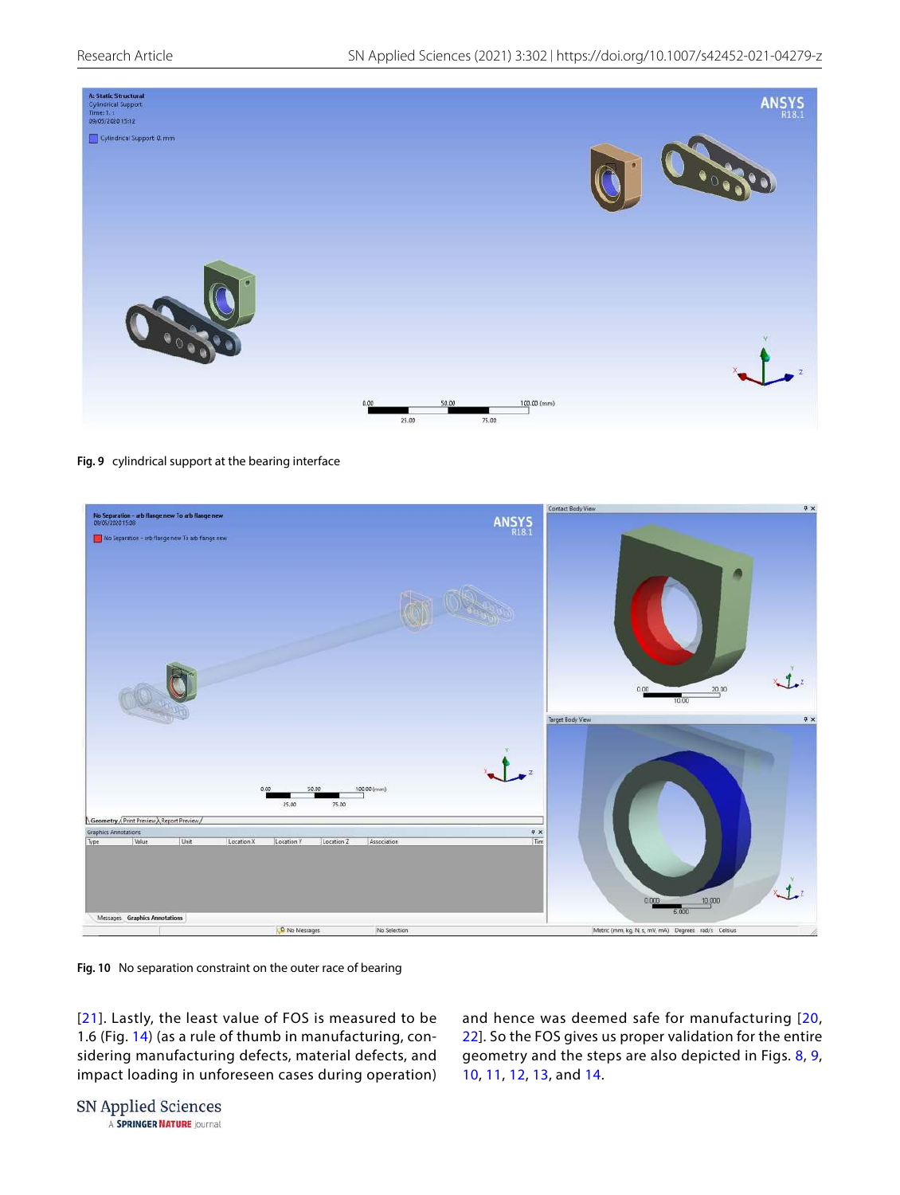Fig. 9 cylindrical support at the bearing interface

Fig. 10 No separation constraint on the outer race of bearing

[21]. Lastly, the least value of FOS is measured to be 1.6 (Fig. 14) (as a rule of thumb in manufacturing, considering manufacturing defects, material defects, and impact loading in unforeseen cases during operation) and hence was deemed safe for manufacturing [20, 22]. So the FOS gives us proper validation for the entire geometry and the steps are also depicted in Figs. 8, 9, 10, 11, 12, 13, and 14.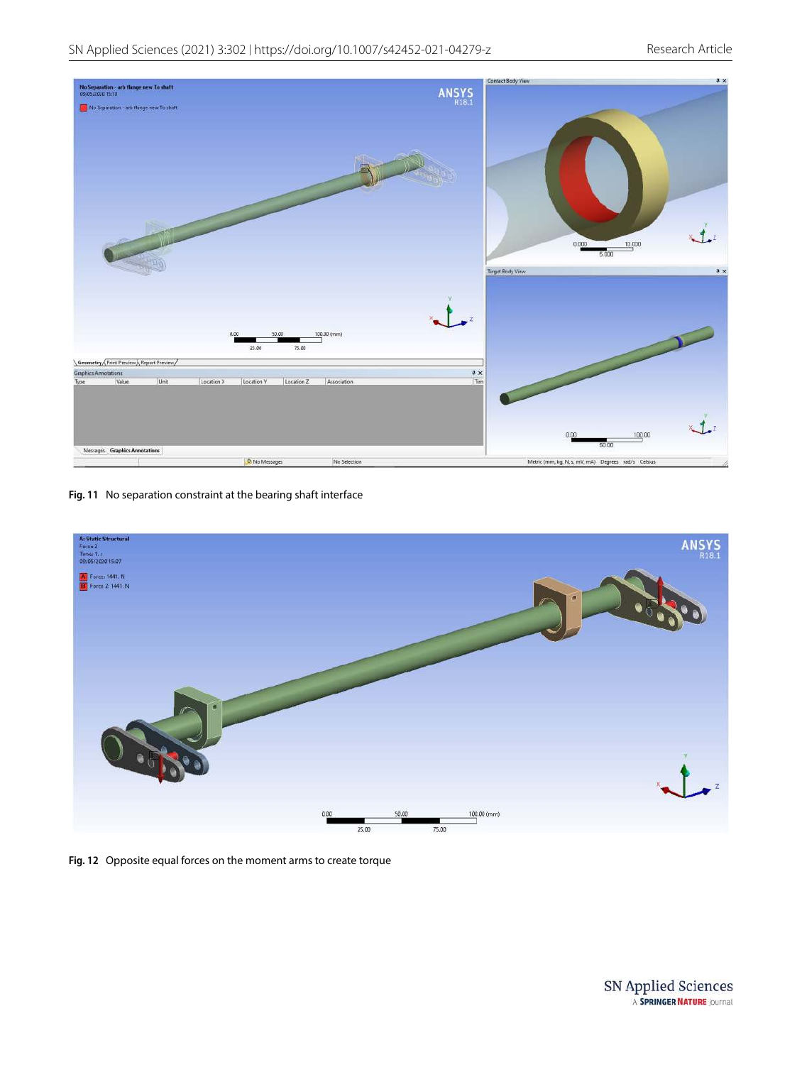**Fig. 11** No separation constraint at the bearing shaft interface

**Fig. 12** Opposite equal forces on the moment arms to create torque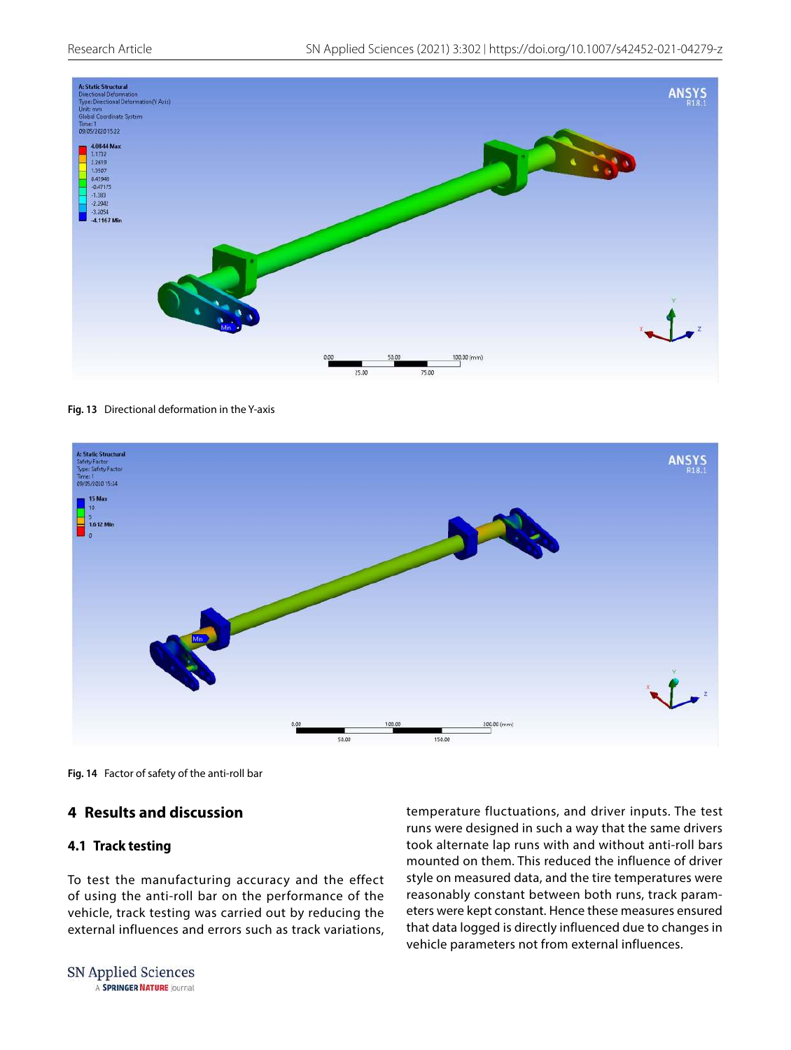Fig. 13 Directional deformation in the Y-axis

Fig. 14 Factor of safety of the anti-roll bar

## 4 Results and discussion

### 4.1 Track testing

To test the manufacturing accuracy and the effect of using the anti-roll bar on the performance of the vehicle, track testing was carried out by reducing the external influences and errors such as track variations, temperature fluctuations, and driver inputs. The test runs were designed in such a way that the same drivers took alternate lap runs with and without anti-roll bars mounted on them. This reduced the influence of driver style on measured data, and the tire temperatures were reasonably constant between both runs, track parameters were kept constant. Hence these measures ensured that data logged is directly influenced due to changes in vehicle parameters not from external influences.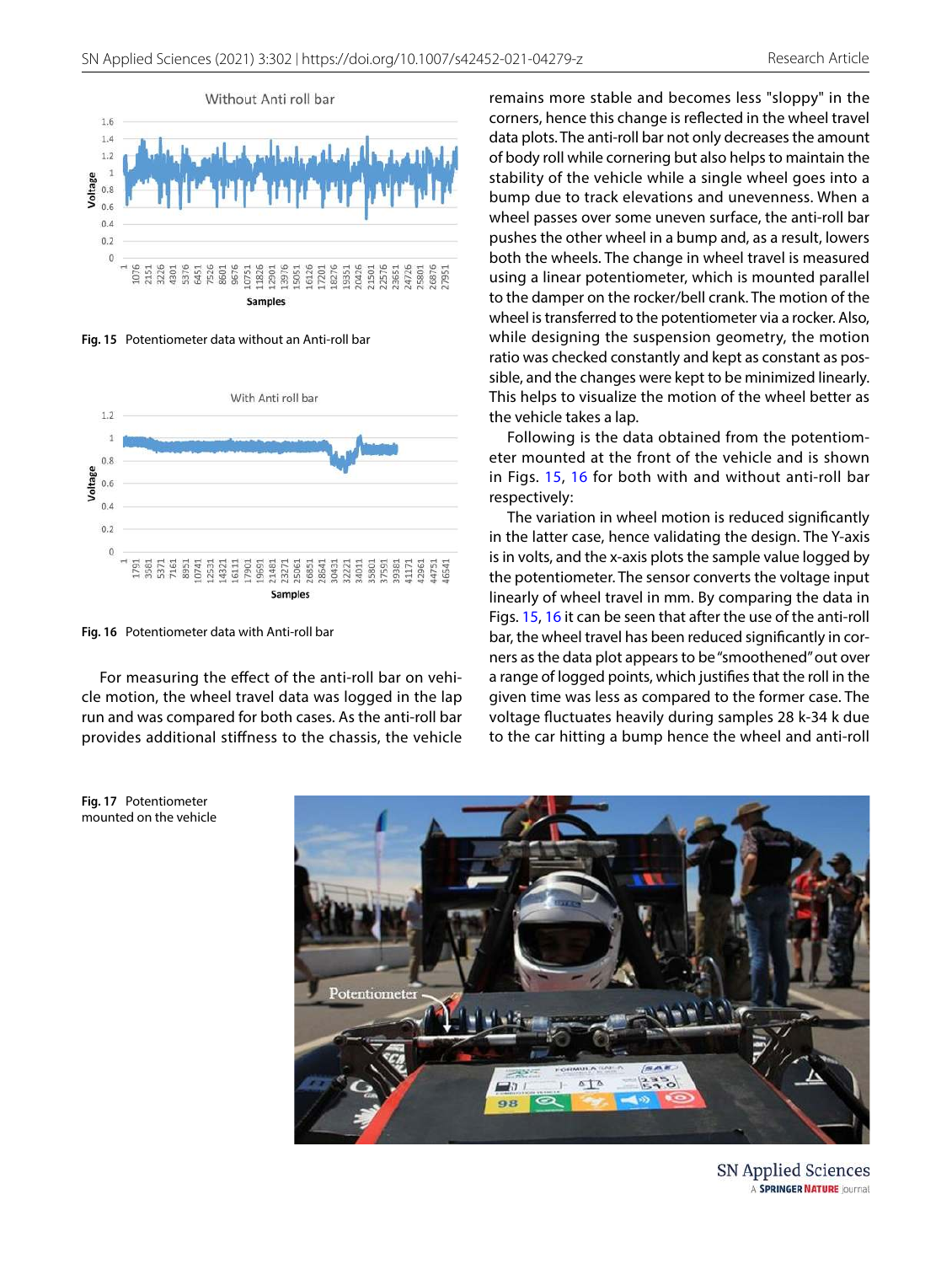Fig. 15 Potentiometer data without an Anti-roll bar

Fig. 16 Potentiometer data with Anti-roll bar

For measuring the effect of the anti-roll bar on vehicle motion, the wheel travel data was logged in the lap run and was compared for both cases. As the anti-roll bar provides additional stiffness to the chassis, the vehicle remains more stable and becomes less "sloppy" in the corners, hence this change is reflected in the wheel travel data plots. The anti-roll bar not only decreases the amount of body roll while cornering but also helps to maintain the stability of the vehicle while a single wheel goes into a bump due to track elevations and unevenness. When a wheel passes over some uneven surface, the anti-roll bar pushes the other wheel in a bump and, as a result, lowers both the wheels. The change in wheel travel is measured using a linear potentiometer, which is mounted parallel to the damper on the rocker/bell crank. The motion of the wheel is transferred to the potentiometer via a rocker. Also, while designing the suspension geometry, the motion ratio was checked constantly and kept as constant as possible, and the changes were kept to be minimized linearly. This helps to visualize the motion of the wheel better as the vehicle takes a lap.

Following is the data obtained from the potentiometer mounted at the front of the vehicle and is shown in Figs. 15, 16 for both with and without anti-roll bar respectively:

The variation in wheel motion is reduced significantly in the latter case, hence validating the design. The Y-axis is in volts, and the x-axis plots the sample value logged by the potentiometer. The sensor converts the voltage input linearly of wheel travel in mm. By comparing the data in Figs. 15, 16 it can be seen that after the use of the anti-roll bar, the wheel travel has been reduced significantly in corners as the data plot appears to be "smoothened" out over a range of logged points, which justifies that the roll in the given time was less as compared to the former case. The voltage fluctuates heavily during samples 28 k-34 k due to the car hitting a bump hence the wheel and anti-roll

Fig. 17 Potentiometer mounted on the vehicle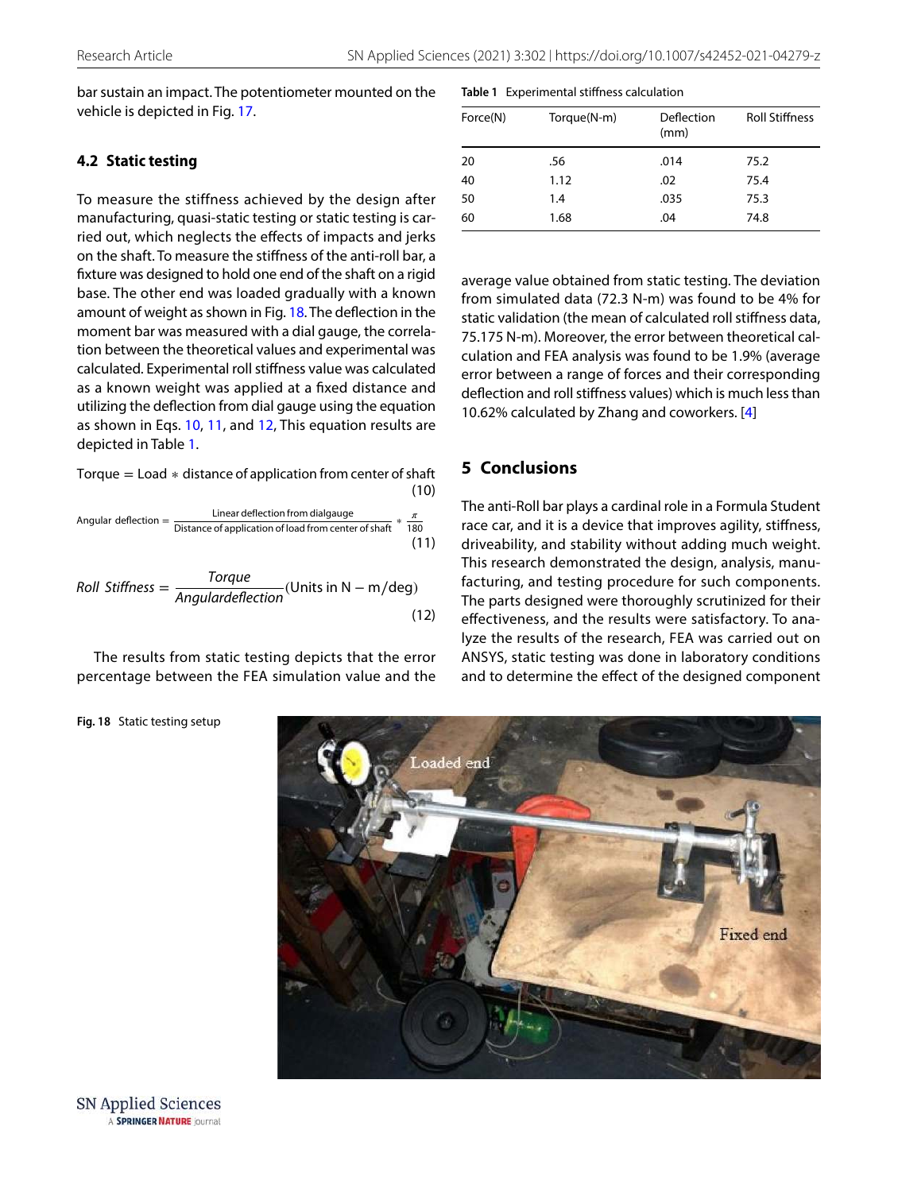bar sustain an impact. The potentiometer mounted on the vehicle is depicted in Fig. 17.

### 4.2 Static testing

To measure the stiffness achieved by the design after manufacturing, quasi-static testing or static testing is carried out, which neglects the effects of impacts and jerks on the shaft. To measure the stiffness of the anti-roll bar, a fixture was designed to hold one end of the shaft on a rigid base. The other end was loaded gradually with a known amount of weight as shown in Fig. 18. The deflection in the moment bar was measured with a dial gauge, the correlation between the theoretical values and experimental was calculated. Experimental roll stiffness value was calculated as a known weight was applied at a fixed distance and utilizing the deflection from dial gauge using the equation as shown in Eqs. 10, 11, and 12, This equation results are depicted in Table 1.

$$\text{Torque} = \text{Load} * \text{distance of application from center of shaft} \tag{10}$$

$$\text{Angular deflection} = \frac{\text{Linear deflection from dialgauge}}{\text{Distance of application of load from center of shaft}} * \frac{\pi}{180} \tag{11}$$

$$Roll\ Stiffness = \frac{Torque}{Angulardeflection}(\text{Units in N}-\text{m/deg}) \tag{12}$$

The results from static testing depicts that the error percentage between the FEA simulation value and the average value obtained from static testing. The deviation from simulated data (72.3 N-m) was found to be 4% for static validation (the mean of calculated roll stiffness data, 75.175 N-m). Moreover, the error between theoretical calculation and FEA analysis was found to be 1.9% (average error between a range of forces and their corresponding deflection and roll stiffness values) which is much less than 10.62% calculated by Zhang and coworkers. [4]

**Table 1** Experimental stiffness calculation

| Force(N) | Torque(N-m) | Deflection (mm) | Roll Stiffness |
|---|---|---|---|
| 20 | .56 | .014 | 75.2 |
| 40 | 1.12 | .02 | 75.4 |
| 50 | 1.4 | .035 | 75.3 |
| 60 | 1.68 | .04 | 74.8 |

## 5 Conclusions

The anti-Roll bar plays a cardinal role in a Formula Student race car, and it is a device that improves agility, stiffness, driveability, and stability without adding much weight. This research demonstrated the design, analysis, manufacturing, and testing procedure for such components. The parts designed were thoroughly scrutinized for their effectiveness, and the results were satisfactory. To analyze the results of the research, FEA was carried out on ANSYS, static testing was done in laboratory conditions and to determine the effect of the designed component

**Fig. 18** Static testing setup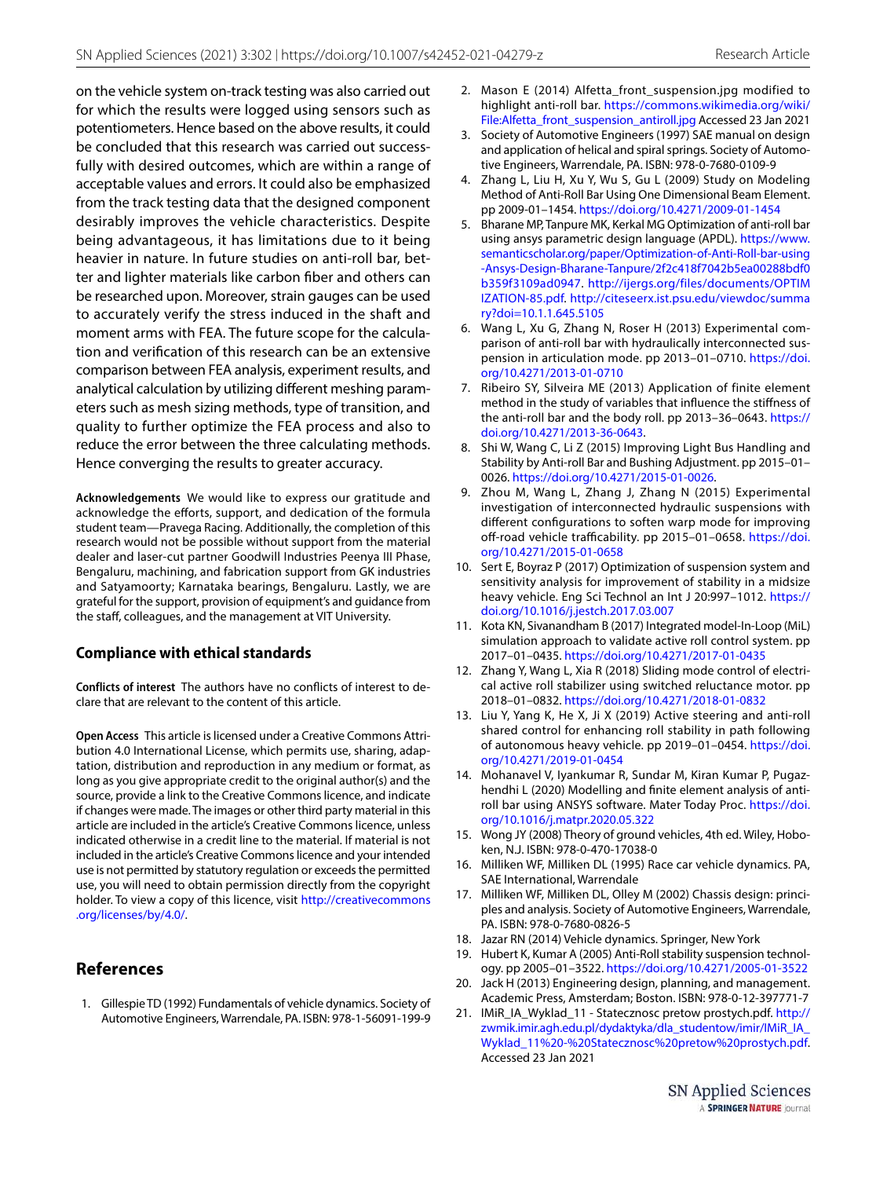on the vehicle system on-track testing was also carried out for which the results were logged using sensors such as potentiometers. Hence based on the above results, it could be concluded that this research was carried out successfully with desired outcomes, which are within a range of acceptable values and errors. It could also be emphasized from the track testing data that the designed component desirably improves the vehicle characteristics. Despite being advantageous, it has limitations due to it being heavier in nature. In future studies on anti-roll bar, better and lighter materials like carbon fiber and others can be researched upon. Moreover, strain gauges can be used to accurately verify the stress induced in the shaft and moment arms with FEA. The future scope for the calculation and verification of this research can be an extensive comparison between FEA analysis, experiment results, and analytical calculation by utilizing different meshing parameters such as mesh sizing methods, type of transition, and quality to further optimize the FEA process and also to reduce the error between the three calculating methods. Hence converging the results to greater accuracy.

**Acknowledgements** We would like to express our gratitude and acknowledge the efforts, support, and dedication of the formula student team—Pravega Racing. Additionally, the completion of this research would not be possible without support from the material dealer and laser-cut partner Goodwill Industries Peenya III Phase, Bengaluru, machining, and fabrication support from GK industries and Satyamoorty; Karnataka bearings, Bengaluru. Lastly, we are grateful for the support, provision of equipment's and guidance from the staff, colleagues, and the management at VIT University.

## Compliance with ethical standards

**Conflicts of interest** The authors have no conflicts of interest to declare that are relevant to the content of this article.

**Open Access** This article is licensed under a Creative Commons Attribution 4.0 International License, which permits use, sharing, adaptation, distribution and reproduction in any medium or format, as long as you give appropriate credit to the original author(s) and the source, provide a link to the Creative Commons licence, and indicate if changes were made. The images or other third party material in this article are included in the article's Creative Commons licence, unless indicated otherwise in a credit line to the material. If material is not included in the article's Creative Commons licence and your intended use is not permitted by statutory regulation or exceeds the permitted use, you will need to obtain permission directly from the copyright holder. To view a copy of this licence, visit http://creativecommons.org/licenses/by/4.0/.

## References

1. Gillespie TD (1992) Fundamentals of vehicle dynamics. Society of Automotive Engineers, Warrendale, PA. ISBN: 978-1-56091-199-9
2. Mason E (2014) Alfetta_front_suspension.jpg modified to highlight anti-roll bar. https://commons.wikimedia.org/wiki/File:Alfetta_front_suspension_antiroll.jpg Accessed 23 Jan 2021
3. Society of Automotive Engineers (1997) SAE manual on design and application of helical and spiral springs. Society of Automotive Engineers, Warrendale, PA. ISBN: 978-0-7680-0109-9
4. Zhang L, Liu H, Xu Y, Wu S, Gu L (2009) Study on Modeling Method of Anti-Roll Bar Using One Dimensional Beam Element. pp 2009-01–1454. https://doi.org/10.4271/2009-01-1454
5. Bharane MP, Tanpure MK, Kerkal MG Optimization of anti-roll bar using ansys parametric design language (APDL). https://www.semanticscholar.org/paper/Optimization-of-Anti-Roll-bar-using-Ansys-Design-Bharane-Tanpure/2f2c418f7042b5ea00288bdf0b359f3109ad0947. http://ijergs.org/files/documents/OPTIMIZATION-85.pdf. http://citeseerx.ist.psu.edu/viewdoc/summary?doi=10.1.1.645.5105
6. Wang L, Xu G, Zhang N, Roser H (2013) Experimental comparison of anti-roll bar with hydraulically interconnected suspension in articulation mode. pp 2013–01–0710. https://doi.org/10.4271/2013-01-0710
7. Ribeiro SY, Silveira ME (2013) Application of finite element method in the study of variables that influence the stiffness of the anti-roll bar and the body roll. pp 2013–36–0643. https://doi.org/10.4271/2013-36-0643.
8. Shi W, Wang C, Li Z (2015) Improving Light Bus Handling and Stability by Anti-roll Bar and Bushing Adjustment. pp 2015–01–0026. https://doi.org/10.4271/2015-01-0026.
9. Zhou M, Wang L, Zhang J, Zhang N (2015) Experimental investigation of interconnected hydraulic suspensions with different configurations to soften warp mode for improving off-road vehicle trafficability. pp 2015–01–0658. https://doi.org/10.4271/2015-01-0658
10. Sert E, Boyraz P (2017) Optimization of suspension system and sensitivity analysis for improvement of stability in a midsize heavy vehicle. Eng Sci Technol an Int J 20:997–1012. https://doi.org/10.1016/j.jestch.2017.03.007
11. Kota KN, Sivanandham B (2017) Integrated model-In-Loop (MiL) simulation approach to validate active roll control system. pp 2017–01–0435. https://doi.org/10.4271/2017-01-0435
12. Zhang Y, Wang L, Xia R (2018) Sliding mode control of electrical active roll stabilizer using switched reluctance motor. pp 2018–01–0832. https://doi.org/10.4271/2018-01-0832
13. Liu Y, Yang K, He X, Ji X (2019) Active steering and anti-roll shared control for enhancing roll stability in path following of autonomous heavy vehicle. pp 2019–01–0454. https://doi.org/10.4271/2019-01-0454
14. Mohanavel V, Iyankumar R, Sundar M, Kiran Kumar P, Pugazhendhi L (2020) Modelling and finite element analysis of anti-roll bar using ANSYS software. Mater Today Proc. https://doi.org/10.1016/j.matpr.2020.05.322
15. Wong JY (2008) Theory of ground vehicles, 4th ed. Wiley, Hoboken, N.J. ISBN: 978-0-470-17038-0
16. Milliken WF, Milliken DL (1995) Race car vehicle dynamics. PA, SAE International, Warrendale
17. Milliken WF, Milliken DL, Olley M (2002) Chassis design: principles and analysis. Society of Automotive Engineers, Warrendale, PA. ISBN: 978-0-7680-0826-5
18. Jazar RN (2014) Vehicle dynamics. Springer, New York
19. Hubert K, Kumar A (2005) Anti-Roll stability suspension technology. pp 2005–01–3522. https://doi.org/10.4271/2005-01-3522
20. Jack H (2013) Engineering design, planning, and management. Academic Press, Amsterdam; Boston. ISBN: 978-0-12-397771-7
21. IMiR_IA_Wyklad_11 - Statecznosc pretow prostych.pdf. http://zwmik.imir.agh.edu.pl/dydaktyka/dla_studentow/imir/IMiR_IA_Wyklad_11%20-%20Statecznosc%20pretow%20prostych.pdf. Accessed 23 Jan 2021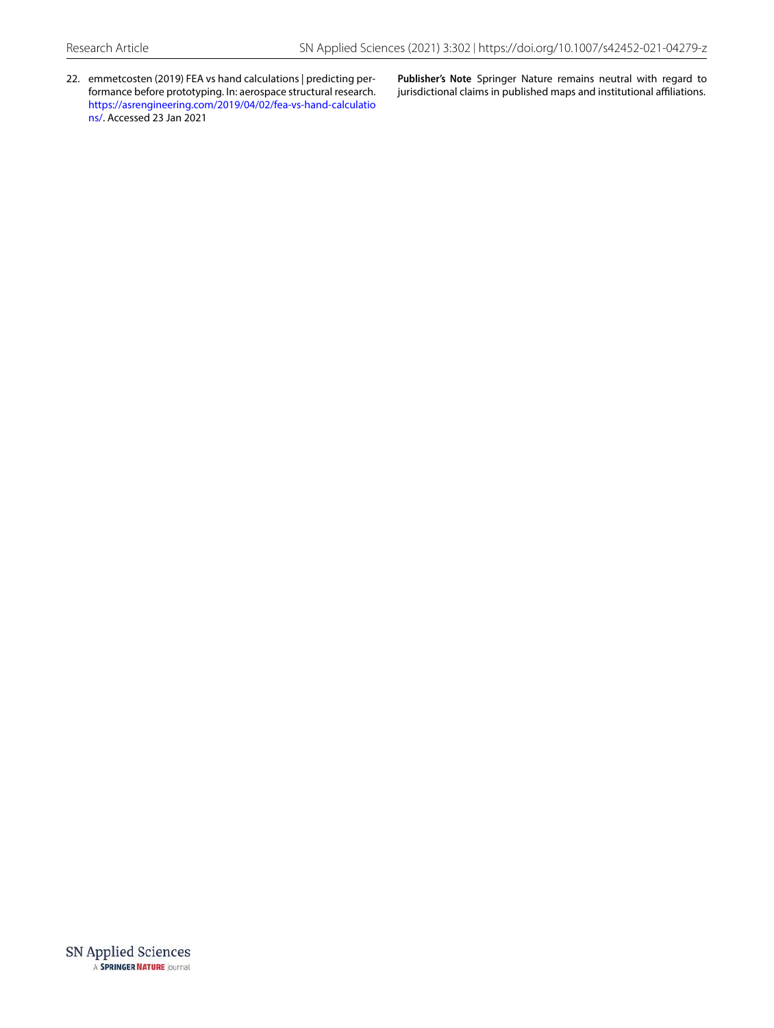22. emmetcosten (2019) FEA vs hand calculations | predicting performance before prototyping. In: aerospace structural research. https://asrengineering.com/2019/04/02/fea-vs-hand-calculations/. Accessed 23 Jan 2021

**Publisher's Note** Springer Nature remains neutral with regard to jurisdictional claims in published maps and institutional affiliations.